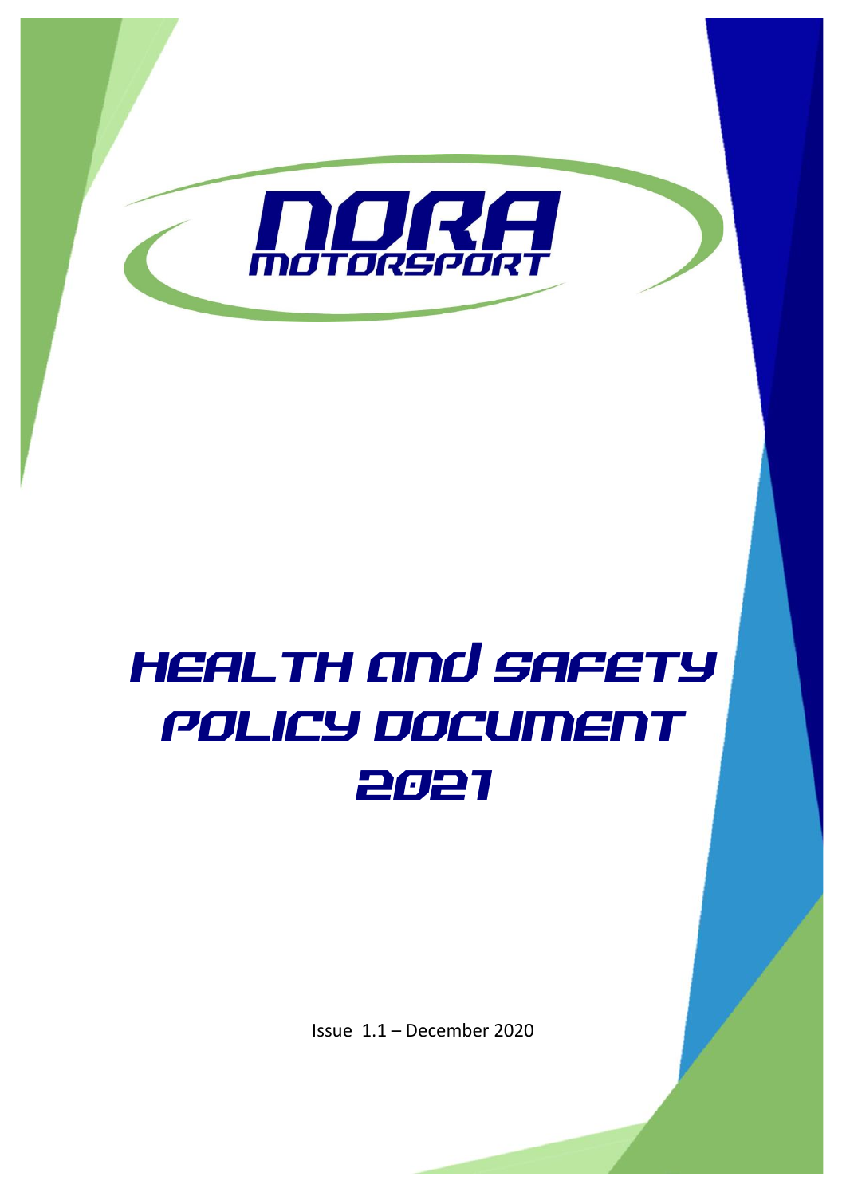# NDRA MOTORSPORT

# HEALTH AND SAFETY POLICY DOCUMENT 2021

Issue 1.1 – December 2020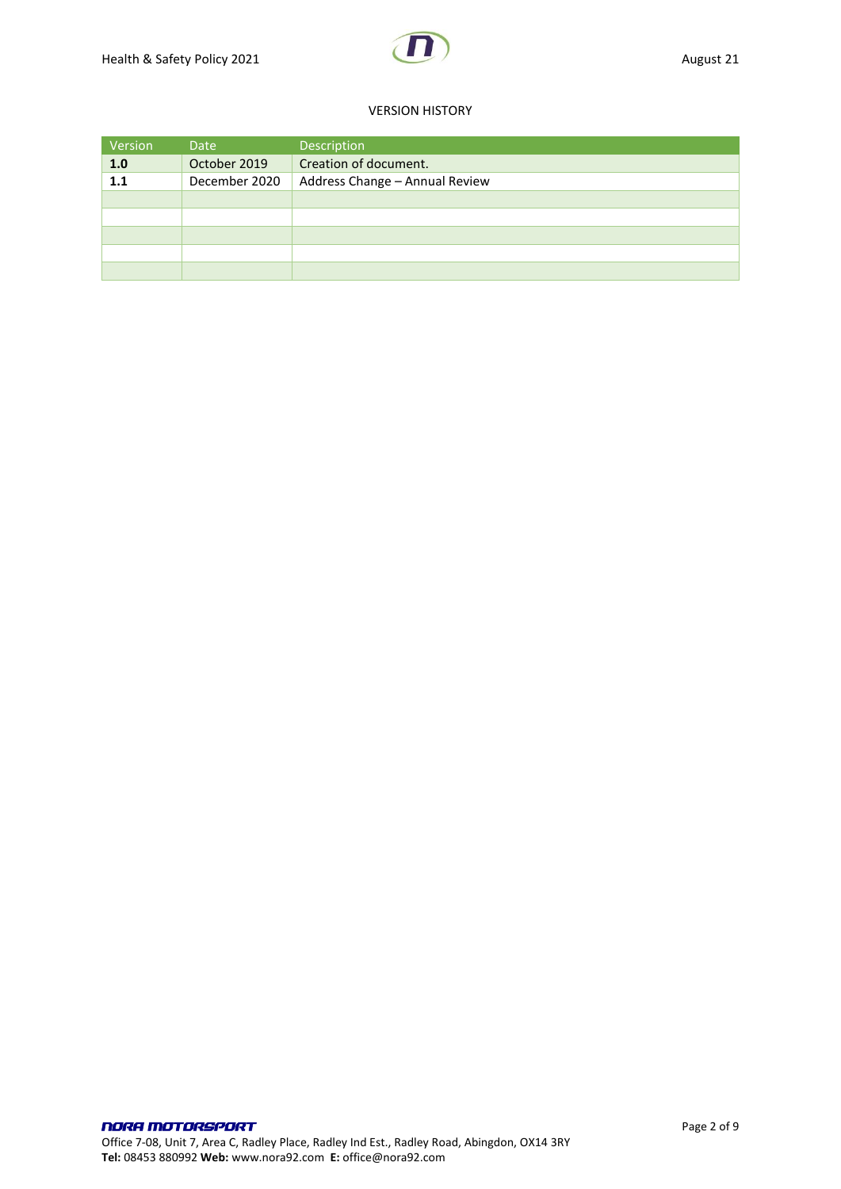VERSION HISTORY

| Version | Date | Description |
| --- | --- | --- |
| **1.0** | October 2019 | Creation of document. |
| **1.1** | December 2020 | Address Change – Annual Review |
| | | |
| | | |
| | | |
| | | |
| | | |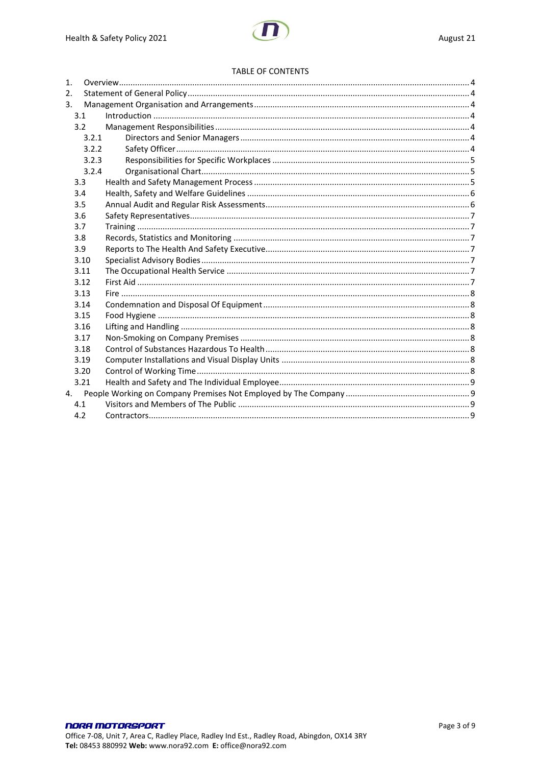TABLE OF CONTENTS

1. Overview ... 4
2. Statement of General Policy ... 4
3. Management Organisation and Arrangements ... 4
   - 3.1 Introduction ... 4
   - 3.2 Management Responsibilities ... 4
     - 3.2.1 Directors and Senior Managers ... 4
     - 3.2.2 Safety Officer ... 4
     - 3.2.3 Responsibilities for Specific Workplaces ... 5
     - 3.2.4 Organisational Chart ... 5
   - 3.3 Health and Safety Management Process ... 5
   - 3.4 Health, Safety and Welfare Guidelines ... 6
   - 3.5 Annual Audit and Regular Risk Assessments ... 6
   - 3.6 Safety Representatives ... 7
   - 3.7 Training ... 7
   - 3.8 Records, Statistics and Monitoring ... 7
   - 3.9 Reports to The Health And Safety Executive ... 7
   - 3.10 Specialist Advisory Bodies ... 7
   - 3.11 The Occupational Health Service ... 7
   - 3.12 First Aid ... 7
   - 3.13 Fire ... 8
   - 3.14 Condemnation and Disposal Of Equipment ... 8
   - 3.15 Food Hygiene ... 8
   - 3.16 Lifting and Handling ... 8
   - 3.17 Non-Smoking on Company Premises ... 8
   - 3.18 Control of Substances Hazardous To Health ... 8
   - 3.19 Computer Installations and Visual Display Units ... 8
   - 3.20 Control of Working Time ... 8
   - 3.21 Health and Safety and The Individual Employee ... 9
4. People Working on Company Premises Not Employed by The Company ... 9
   - 4.1 Visitors and Members of The Public ... 9
   - 4.2 Contractors ... 9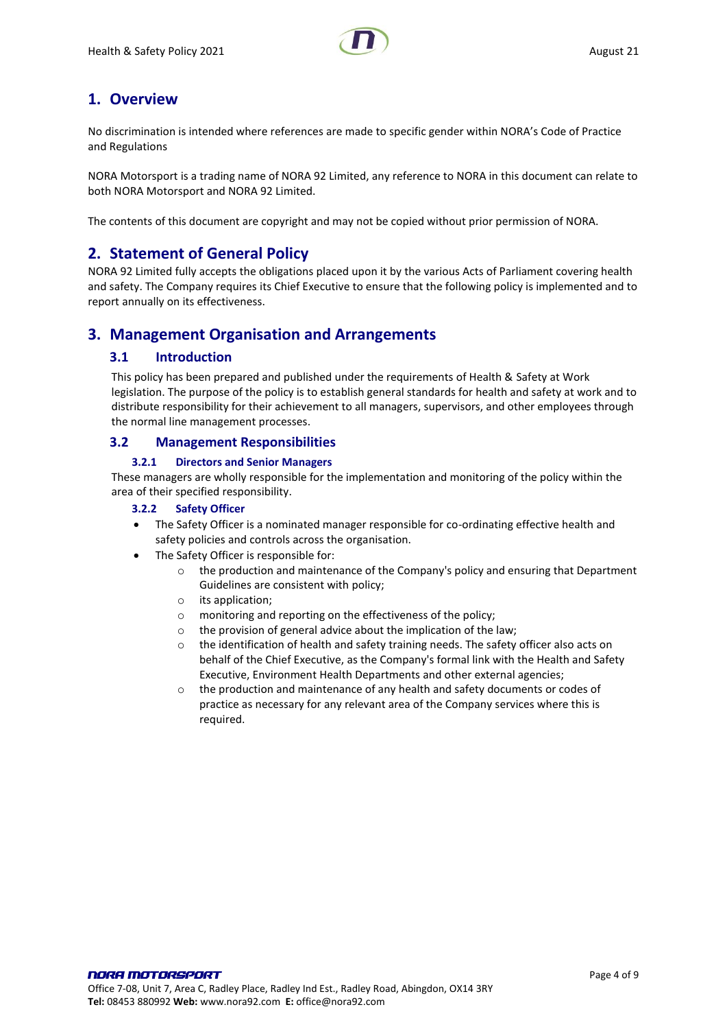# 1. Overview

No discrimination is intended where references are made to specific gender within NORA's Code of Practice and Regulations

NORA Motorsport is a trading name of NORA 92 Limited, any reference to NORA in this document can relate to both NORA Motorsport and NORA 92 Limited.

The contents of this document are copyright and may not be copied without prior permission of NORA.

# 2. Statement of General Policy

NORA 92 Limited fully accepts the obligations placed upon it by the various Acts of Parliament covering health and safety. The Company requires its Chief Executive to ensure that the following policy is implemented and to report annually on its effectiveness.

# 3. Management Organisation and Arrangements

## 3.1 Introduction

This policy has been prepared and published under the requirements of Health & Safety at Work legislation. The purpose of the policy is to establish general standards for health and safety at work and to distribute responsibility for their achievement to all managers, supervisors, and other employees through the normal line management processes.

## 3.2 Management Responsibilities

### 3.2.1 Directors and Senior Managers

These managers are wholly responsible for the implementation and monitoring of the policy within the area of their specified responsibility.

### 3.2.2 Safety Officer

- The Safety Officer is a nominated manager responsible for co-ordinating effective health and safety policies and controls across the organisation.
- The Safety Officer is responsible for:
  - the production and maintenance of the Company's policy and ensuring that Department Guidelines are consistent with policy;
  - its application;
  - monitoring and reporting on the effectiveness of the policy;
  - the provision of general advice about the implication of the law;
  - the identification of health and safety training needs. The safety officer also acts on behalf of the Chief Executive, as the Company's formal link with the Health and Safety Executive, Environment Health Departments and other external agencies;
  - the production and maintenance of any health and safety documents or codes of practice as necessary for any relevant area of the Company services where this is required.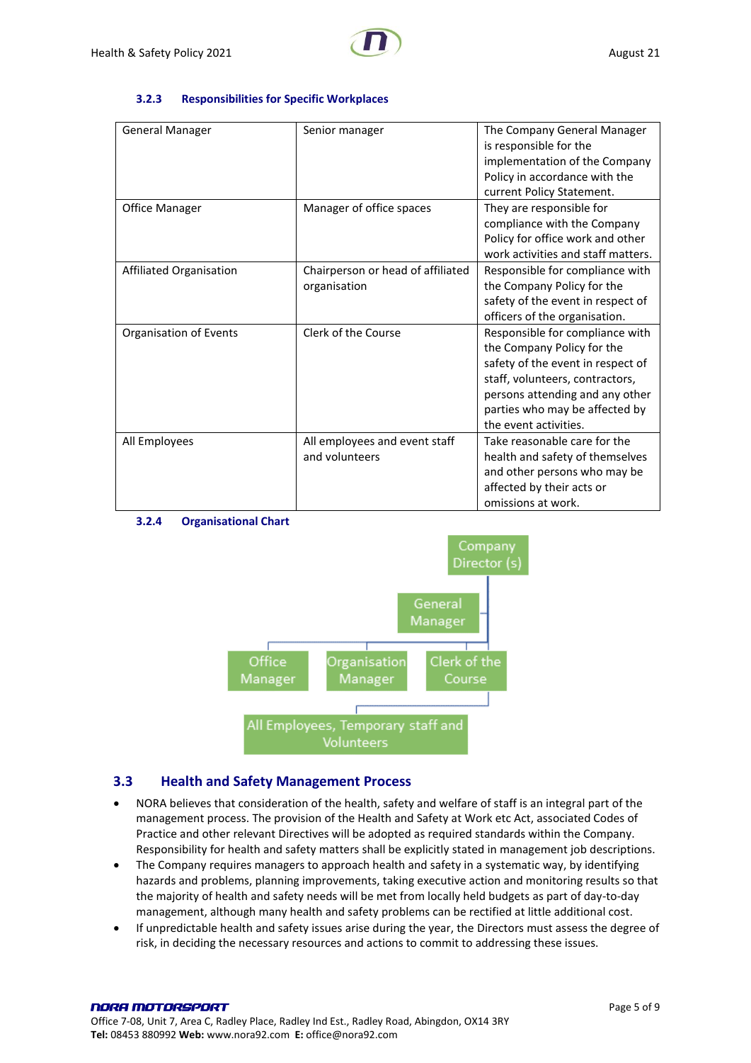#### 3.2.3 Responsibilities for Specific Workplaces

| | | |
|---|---|---|
| General Manager | Senior manager | The Company General Manager is responsible for the implementation of the Company Policy in accordance with the current Policy Statement. |
| Office Manager | Manager of office spaces | They are responsible for compliance with the Company Policy for office work and other work activities and staff matters. |
| Affiliated Organisation | Chairperson or head of affiliated organisation | Responsible for compliance with the Company Policy for the safety of the event in respect of officers of the organisation. |
| Organisation of Events | Clerk of the Course | Responsible for compliance with the Company Policy for the safety of the event in respect of staff, volunteers, contractors, persons attending and any other parties who may be affected by the event activities. |
| All Employees | All employees and event staff and volunteers | Take reasonable care for the health and safety of themselves and other persons who may be affected by their acts or omissions at work. |

#### 3.2.4 Organisational Chart

Company Director (s)

General Manager

Office Manager | Organisation Manager | Clerk of the Course

All Employees, Temporary staff and Volunteers

## 3.3 Health and Safety Management Process

- NORA believes that consideration of the health, safety and welfare of staff is an integral part of the management process. The provision of the Health and Safety at Work etc Act, associated Codes of Practice and other relevant Directives will be adopted as required standards within the Company. Responsibility for health and safety matters shall be explicitly stated in management job descriptions.
- The Company requires managers to approach health and safety in a systematic way, by identifying hazards and problems, planning improvements, taking executive action and monitoring results so that the majority of health and safety needs will be met from locally held budgets as part of day-to-day management, although many health and safety problems can be rectified at little additional cost.
- If unpredictable health and safety issues arise during the year, the Directors must assess the degree of risk, in deciding the necessary resources and actions to commit to addressing these issues.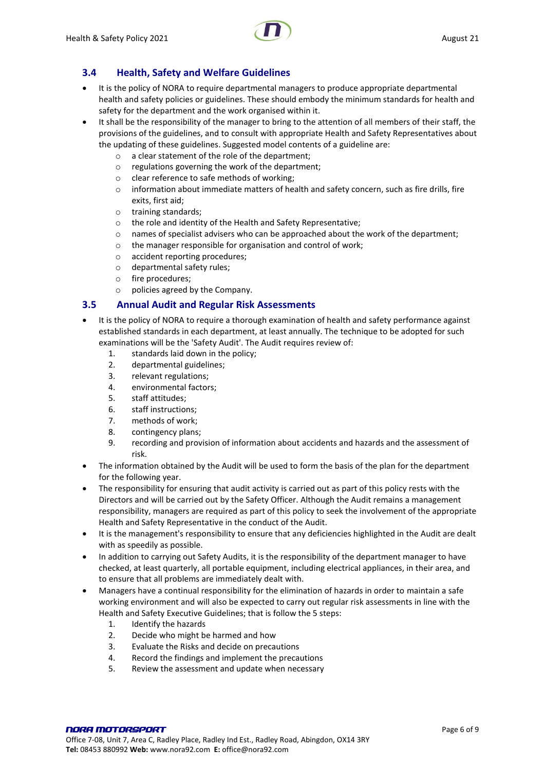### 3.4 Health, Safety and Welfare Guidelines

- It is the policy of NORA to require departmental managers to produce appropriate departmental health and safety policies or guidelines. These should embody the minimum standards for health and safety for the department and the work organised within it.
- It shall be the responsibility of the manager to bring to the attention of all members of their staff, the provisions of the guidelines, and to consult with appropriate Health and Safety Representatives about the updating of these guidelines. Suggested model contents of a guideline are:
    - a clear statement of the role of the department;
    - regulations governing the work of the department;
    - clear reference to safe methods of working;
    - information about immediate matters of health and safety concern, such as fire drills, fire exits, first aid;
    - training standards;
    - the role and identity of the Health and Safety Representative;
    - names of specialist advisers who can be approached about the work of the department;
    - the manager responsible for organisation and control of work;
    - accident reporting procedures;
    - departmental safety rules;
    - fire procedures;
    - policies agreed by the Company.

### 3.5 Annual Audit and Regular Risk Assessments

- It is the policy of NORA to require a thorough examination of health and safety performance against established standards in each department, at least annually. The technique to be adopted for such examinations will be the 'Safety Audit'. The Audit requires review of:
    1. standards laid down in the policy;
    2. departmental guidelines;
    3. relevant regulations;
    4. environmental factors;
    5. staff attitudes;
    6. staff instructions;
    7. methods of work;
    8. contingency plans;
    9. recording and provision of information about accidents and hazards and the assessment of risk.
- The information obtained by the Audit will be used to form the basis of the plan for the department for the following year.
- The responsibility for ensuring that audit activity is carried out as part of this policy rests with the Directors and will be carried out by the Safety Officer. Although the Audit remains a management responsibility, managers are required as part of this policy to seek the involvement of the appropriate Health and Safety Representative in the conduct of the Audit.
- It is the management's responsibility to ensure that any deficiencies highlighted in the Audit are dealt with as speedily as possible.
- In addition to carrying out Safety Audits, it is the responsibility of the department manager to have checked, at least quarterly, all portable equipment, including electrical appliances, in their area, and to ensure that all problems are immediately dealt with.
- Managers have a continual responsibility for the elimination of hazards in order to maintain a safe working environment and will also be expected to carry out regular risk assessments in line with the Health and Safety Executive Guidelines; that is follow the 5 steps:
    1. Identify the hazards
    2. Decide who might be harmed and how
    3. Evaluate the Risks and decide on precautions
    4. Record the findings and implement the precautions
    5. Review the assessment and update when necessary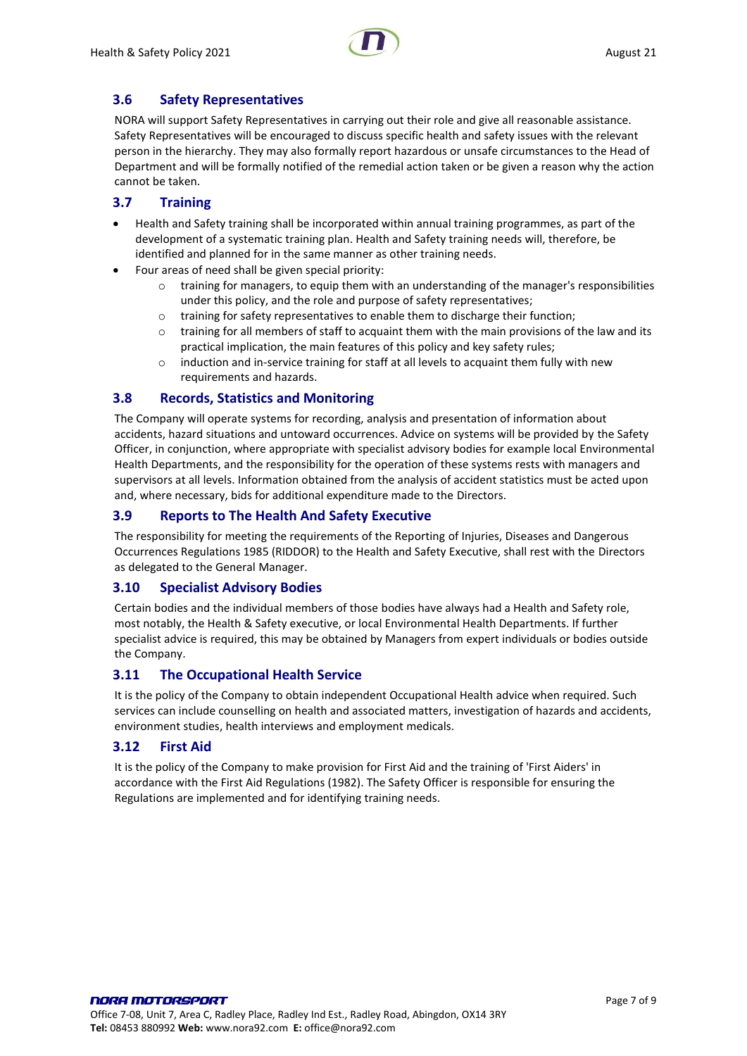### 3.6 Safety Representatives

NORA will support Safety Representatives in carrying out their role and give all reasonable assistance. Safety Representatives will be encouraged to discuss specific health and safety issues with the relevant person in the hierarchy. They may also formally report hazardous or unsafe circumstances to the Head of Department and will be formally notified of the remedial action taken or be given a reason why the action cannot be taken.

### 3.7 Training

- Health and Safety training shall be incorporated within annual training programmes, as part of the development of a systematic training plan. Health and Safety training needs will, therefore, be identified and planned for in the same manner as other training needs.
- Four areas of need shall be given special priority:
  - training for managers, to equip them with an understanding of the manager's responsibilities under this policy, and the role and purpose of safety representatives;
  - training for safety representatives to enable them to discharge their function;
  - training for all members of staff to acquaint them with the main provisions of the law and its practical implication, the main features of this policy and key safety rules;
  - induction and in-service training for staff at all levels to acquaint them fully with new requirements and hazards.

### 3.8 Records, Statistics and Monitoring

The Company will operate systems for recording, analysis and presentation of information about accidents, hazard situations and untoward occurrences. Advice on systems will be provided by the Safety Officer, in conjunction, where appropriate with specialist advisory bodies for example local Environmental Health Departments, and the responsibility for the operation of these systems rests with managers and supervisors at all levels. Information obtained from the analysis of accident statistics must be acted upon and, where necessary, bids for additional expenditure made to the Directors.

### 3.9 Reports to The Health And Safety Executive

The responsibility for meeting the requirements of the Reporting of Injuries, Diseases and Dangerous Occurrences Regulations 1985 (RIDDOR) to the Health and Safety Executive, shall rest with the Directors as delegated to the General Manager.

### 3.10 Specialist Advisory Bodies

Certain bodies and the individual members of those bodies have always had a Health and Safety role, most notably, the Health & Safety executive, or local Environmental Health Departments. If further specialist advice is required, this may be obtained by Managers from expert individuals or bodies outside the Company.

### 3.11 The Occupational Health Service

It is the policy of the Company to obtain independent Occupational Health advice when required. Such services can include counselling on health and associated matters, investigation of hazards and accidents, environment studies, health interviews and employment medicals.

### 3.12 First Aid

It is the policy of the Company to make provision for First Aid and the training of 'First Aiders' in accordance with the First Aid Regulations (1982). The Safety Officer is responsible for ensuring the Regulations are implemented and for identifying training needs.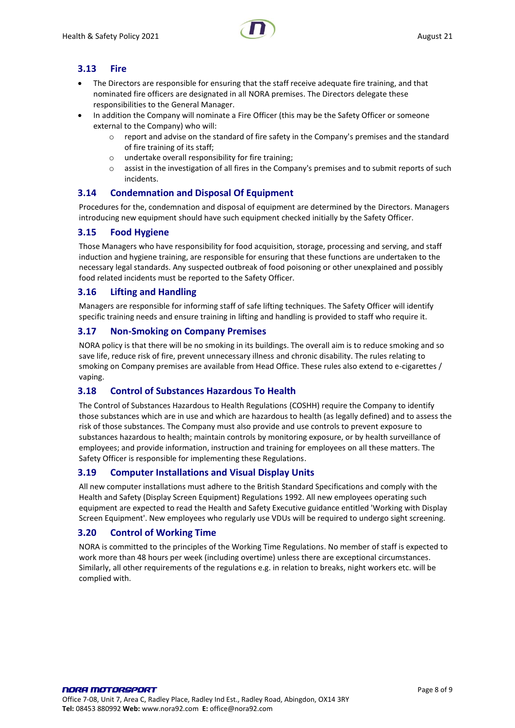### 3.13 Fire

- The Directors are responsible for ensuring that the staff receive adequate fire training, and that nominated fire officers are designated in all NORA premises. The Directors delegate these responsibilities to the General Manager.
- In addition the Company will nominate a Fire Officer (this may be the Safety Officer or someone external to the Company) who will:
    - report and advise on the standard of fire safety in the Company's premises and the standard of fire training of its staff;
    - undertake overall responsibility for fire training;
    - assist in the investigation of all fires in the Company's premises and to submit reports of such incidents.

### 3.14 Condemnation and Disposal Of Equipment

Procedures for the, condemnation and disposal of equipment are determined by the Directors. Managers introducing new equipment should have such equipment checked initially by the Safety Officer.

### 3.15 Food Hygiene

Those Managers who have responsibility for food acquisition, storage, processing and serving, and staff induction and hygiene training, are responsible for ensuring that these functions are undertaken to the necessary legal standards. Any suspected outbreak of food poisoning or other unexplained and possibly food related incidents must be reported to the Safety Officer.

### 3.16 Lifting and Handling

Managers are responsible for informing staff of safe lifting techniques. The Safety Officer will identify specific training needs and ensure training in lifting and handling is provided to staff who require it.

### 3.17 Non-Smoking on Company Premises

NORA policy is that there will be no smoking in its buildings. The overall aim is to reduce smoking and so save life, reduce risk of fire, prevent unnecessary illness and chronic disability. The rules relating to smoking on Company premises are available from Head Office. These rules also extend to e-cigarettes / vaping.

### 3.18 Control of Substances Hazardous To Health

The Control of Substances Hazardous to Health Regulations (COSHH) require the Company to identify those substances which are in use and which are hazardous to health (as legally defined) and to assess the risk of those substances. The Company must also provide and use controls to prevent exposure to substances hazardous to health; maintain controls by monitoring exposure, or by health surveillance of employees; and provide information, instruction and training for employees on all these matters. The Safety Officer is responsible for implementing these Regulations.

### 3.19 Computer Installations and Visual Display Units

All new computer installations must adhere to the British Standard Specifications and comply with the Health and Safety (Display Screen Equipment) Regulations 1992. All new employees operating such equipment are expected to read the Health and Safety Executive guidance entitled 'Working with Display Screen Equipment'. New employees who regularly use VDUs will be required to undergo sight screening.

### 3.20 Control of Working Time

NORA is committed to the principles of the Working Time Regulations. No member of staff is expected to work more than 48 hours per week (including overtime) unless there are exceptional circumstances. Similarly, all other requirements of the regulations e.g. in relation to breaks, night workers etc. will be complied with.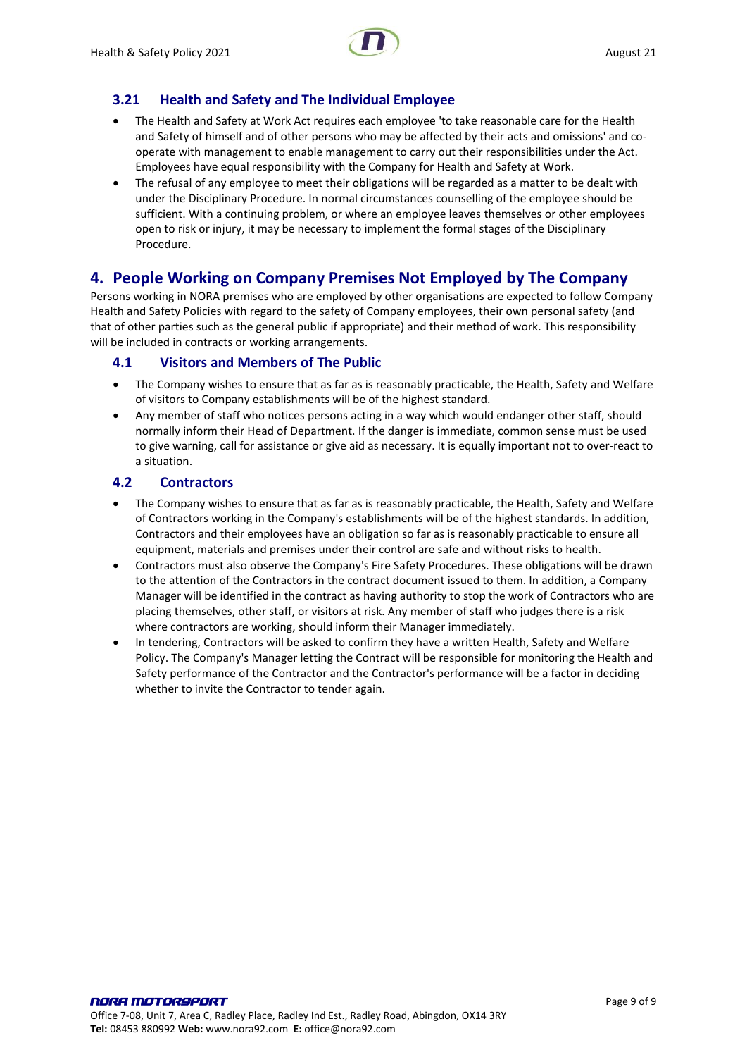### 3.21 Health and Safety and The Individual Employee

- The Health and Safety at Work Act requires each employee 'to take reasonable care for the Health and Safety of himself and of other persons who may be affected by their acts and omissions' and co-operate with management to enable management to carry out their responsibilities under the Act. Employees have equal responsibility with the Company for Health and Safety at Work.
- The refusal of any employee to meet their obligations will be regarded as a matter to be dealt with under the Disciplinary Procedure. In normal circumstances counselling of the employee should be sufficient. With a continuing problem, or where an employee leaves themselves or other employees open to risk or injury, it may be necessary to implement the formal stages of the Disciplinary Procedure.

## 4. People Working on Company Premises Not Employed by The Company

Persons working in NORA premises who are employed by other organisations are expected to follow Company Health and Safety Policies with regard to the safety of Company employees, their own personal safety (and that of other parties such as the general public if appropriate) and their method of work. This responsibility will be included in contracts or working arrangements.

### 4.1 Visitors and Members of The Public

- The Company wishes to ensure that as far as is reasonably practicable, the Health, Safety and Welfare of visitors to Company establishments will be of the highest standard.
- Any member of staff who notices persons acting in a way which would endanger other staff, should normally inform their Head of Department. If the danger is immediate, common sense must be used to give warning, call for assistance or give aid as necessary. It is equally important not to over-react to a situation.

### 4.2 Contractors

- The Company wishes to ensure that as far as is reasonably practicable, the Health, Safety and Welfare of Contractors working in the Company's establishments will be of the highest standards. In addition, Contractors and their employees have an obligation so far as is reasonably practicable to ensure all equipment, materials and premises under their control are safe and without risks to health.
- Contractors must also observe the Company's Fire Safety Procedures. These obligations will be drawn to the attention of the Contractors in the contract document issued to them. In addition, a Company Manager will be identified in the contract as having authority to stop the work of Contractors who are placing themselves, other staff, or visitors at risk. Any member of staff who judges there is a risk where contractors are working, should inform their Manager immediately.
- In tendering, Contractors will be asked to confirm they have a written Health, Safety and Welfare Policy. The Company's Manager letting the Contract will be responsible for monitoring the Health and Safety performance of the Contractor and the Contractor's performance will be a factor in deciding whether to invite the Contractor to tender again.